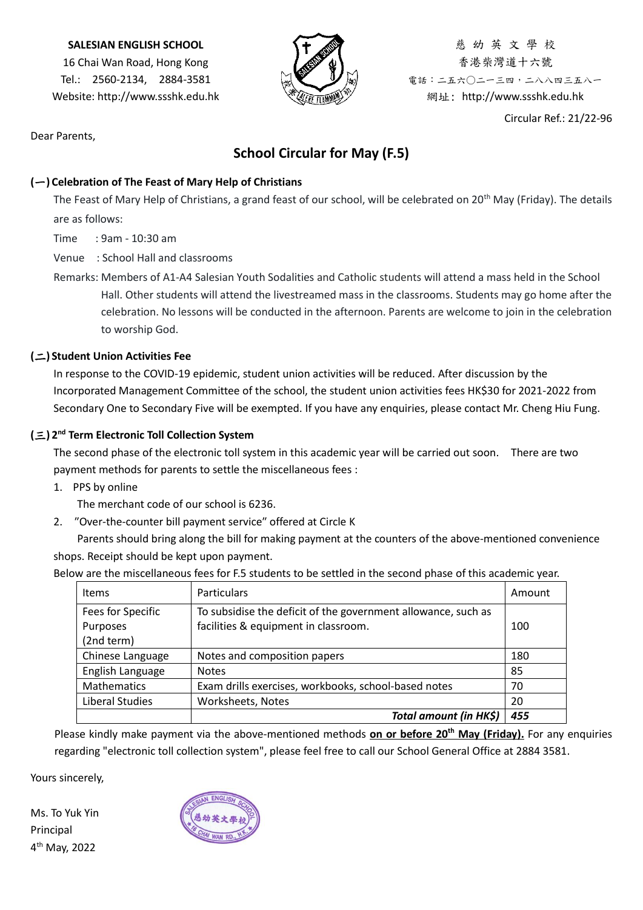**SALESIAN ENGLISH SCHOOL**
16 Chai Wan Road, Hong Kong
Tel.: 2560-2134, 2884-3581
Website: http://www.ssshk.edu.hk

慈幼英文學校
香港柴灣道十六號
電話：二五六〇二一三四，二八八四三五八一
網址：http://www.ssshk.edu.hk

Circular Ref.: 21/22-96

Dear Parents,

## School Circular for May (F.5)

### (一) Celebration of The Feast of Mary Help of Christians

The Feast of Mary Help of Christians, a grand feast of our school, will be celebrated on 20th May (Friday). The details are as follows:

Time : 9am - 10:30 am

Venue : School Hall and classrooms

Remarks: Members of A1-A4 Salesian Youth Sodalities and Catholic students will attend a mass held in the School Hall. Other students will attend the livestreamed mass in the classrooms. Students may go home after the celebration. No lessons will be conducted in the afternoon. Parents are welcome to join in the celebration to worship God.

### (二) Student Union Activities Fee

In response to the COVID-19 epidemic, student union activities will be reduced. After discussion by the Incorporated Management Committee of the school, the student union activities fees HK$30 for 2021-2022 from Secondary One to Secondary Five will be exempted. If you have any enquiries, please contact Mr. Cheng Hiu Fung.

### (三) 2nd Term Electronic Toll Collection System

The second phase of the electronic toll system in this academic year will be carried out soon. There are two payment methods for parents to settle the miscellaneous fees :

1. PPS by online
   The merchant code of our school is 6236.
2. "Over-the-counter bill payment service" offered at Circle K
   Parents should bring along the bill for making payment at the counters of the above-mentioned convenience shops. Receipt should be kept upon payment.

Below are the miscellaneous fees for F.5 students to be settled in the second phase of this academic year.

| Items | Particulars | Amount |
|---|---|---|
| Fees for Specific Purposes (2nd term) | To subsidise the deficit of the government allowance, such as facilities & equipment in classroom. | 100 |
| Chinese Language | Notes and composition papers | 180 |
| English Language | Notes | 85 |
| Mathematics | Exam drills exercises, workbooks, school-based notes | 70 |
| Liberal Studies | Worksheets, Notes | 20 |
| | ***Total amount (in HK$)*** | ***455*** |

Please kindly make payment via the above-mentioned methods **on or before 20th May (Friday).** For any enquiries regarding "electronic toll collection system", please feel free to call our School General Office at 2884 3581.

Yours sincerely,

Ms. To Yuk Yin
Principal
4th May, 2022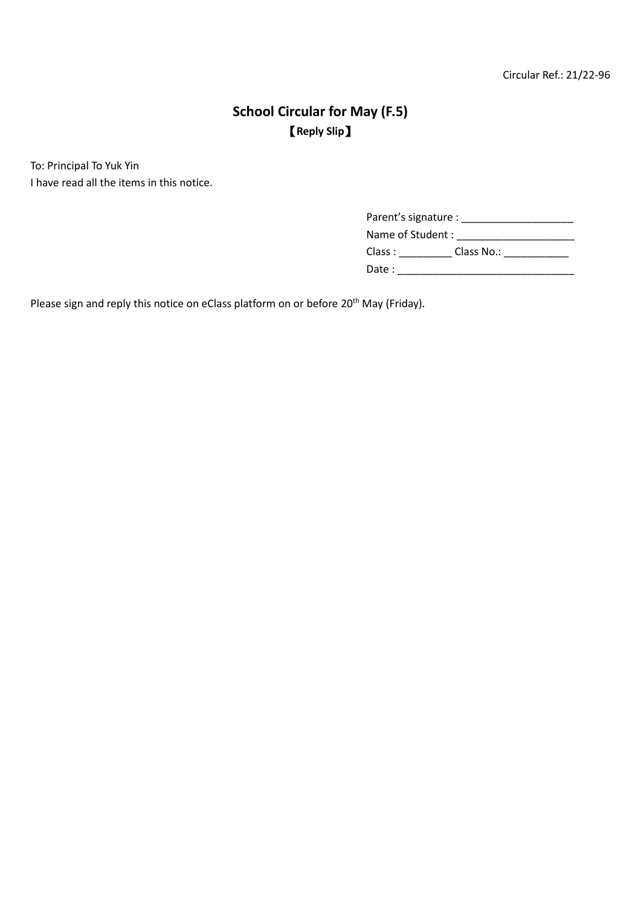Circular Ref.: 21/22-96

# School Circular for May (F.5)

**【Reply Slip】**

To: Principal To Yuk Yin

I have read all the items in this notice.

Parent's signature : ___________________

Name of Student : ____________________

Class : _________ Class No.: ___________

Date : ______________________________

Please sign and reply this notice on eClass platform on or before 20th May (Friday).